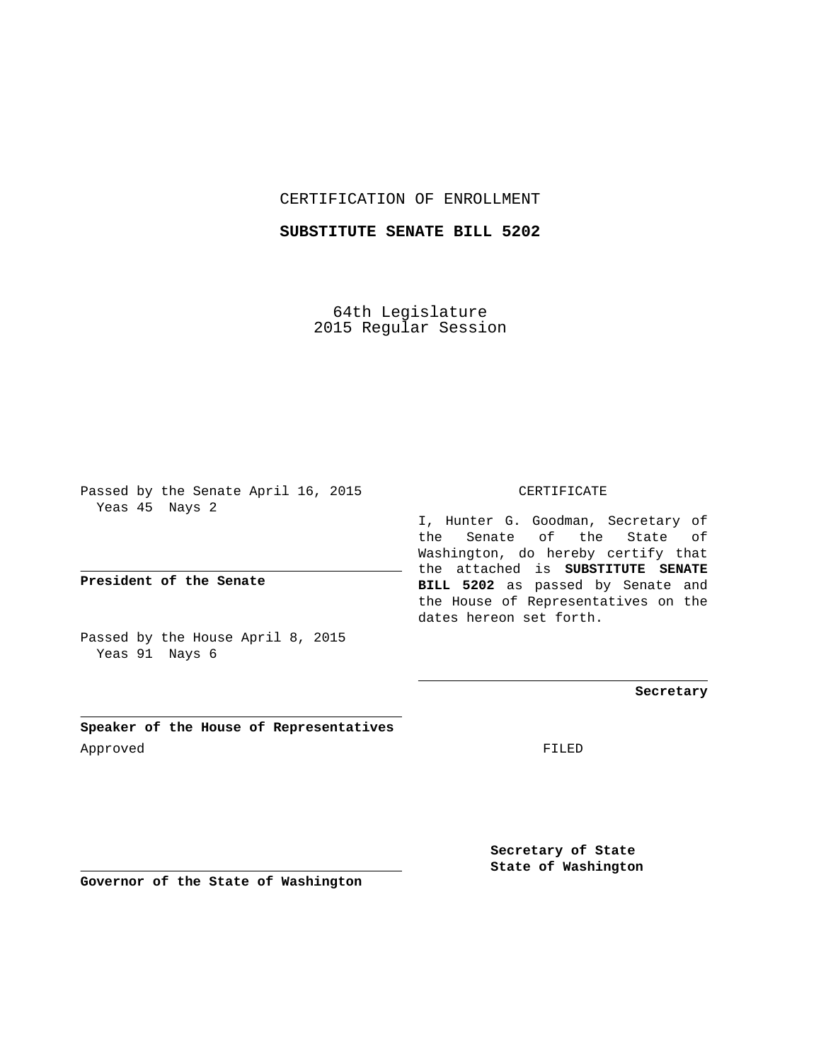CERTIFICATION OF ENROLLMENT

**SUBSTITUTE SENATE BILL 5202**

64th Legislature
2015 Regular Session

Passed by the Senate April 16, 2015
Yeas 45 Nays 2

**President of the Senate**

Passed by the House April 8, 2015
Yeas 91 Nays 6

**Speaker of the House of Representatives**

Approved

**Governor of the State of Washington**

CERTIFICATE

I, Hunter G. Goodman, Secretary of the Senate of the State of Washington, do hereby certify that the attached is **SUBSTITUTE SENATE BILL 5202** as passed by Senate and the House of Representatives on the dates hereon set forth.

**Secretary**

FILED

**Secretary of State**
**State of Washington**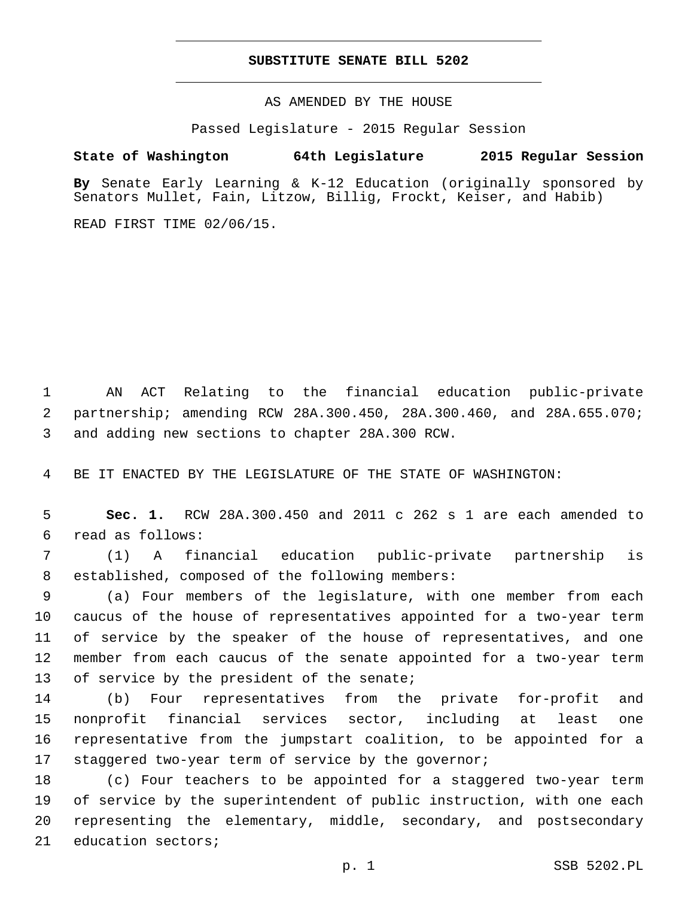**SUBSTITUTE SENATE BILL 5202**

AS AMENDED BY THE HOUSE

Passed Legislature - 2015 Regular Session

**State of Washington 64th Legislature 2015 Regular Session**

**By** Senate Early Learning & K-12 Education (originally sponsored by Senators Mullet, Fain, Litzow, Billig, Frockt, Keiser, and Habib)

READ FIRST TIME 02/06/15.

AN ACT Relating to the financial education public-private partnership; amending RCW 28A.300.450, 28A.300.460, and 28A.655.070; and adding new sections to chapter 28A.300 RCW.

BE IT ENACTED BY THE LEGISLATURE OF THE STATE OF WASHINGTON:

**Sec. 1.** RCW 28A.300.450 and 2011 c 262 s 1 are each amended to read as follows:

(1) A financial education public-private partnership is established, composed of the following members:

(a) Four members of the legislature, with one member from each caucus of the house of representatives appointed for a two-year term of service by the speaker of the house of representatives, and one member from each caucus of the senate appointed for a two-year term of service by the president of the senate;

(b) Four representatives from the private for-profit and nonprofit financial services sector, including at least one representative from the jumpstart coalition, to be appointed for a staggered two-year term of service by the governor;

(c) Four teachers to be appointed for a staggered two-year term of service by the superintendent of public instruction, with one each representing the elementary, middle, secondary, and postsecondary education sectors;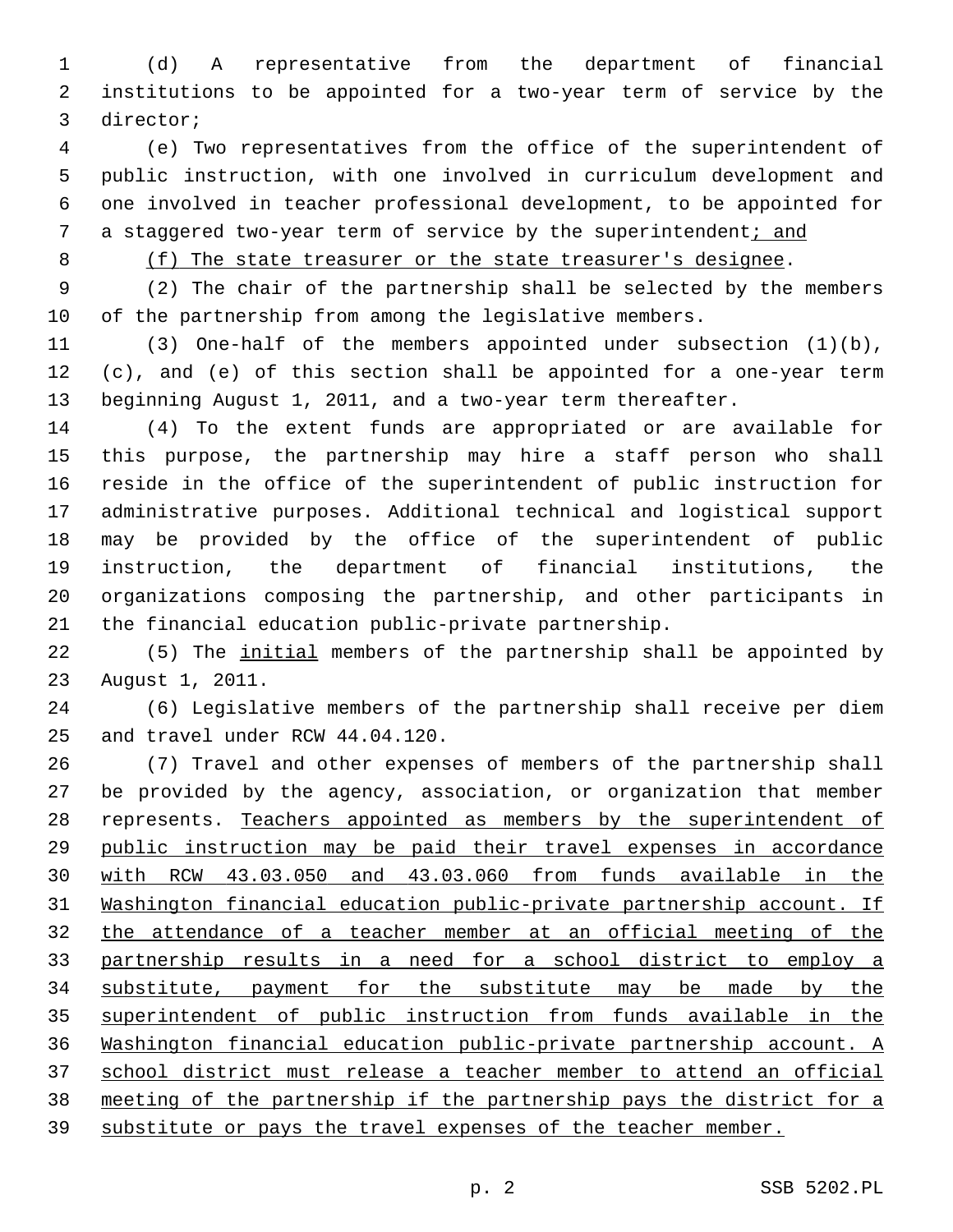(d) A representative from the department of financial institutions to be appointed for a two-year term of service by the director;

(e) Two representatives from the office of the superintendent of public instruction, with one involved in curriculum development and one involved in teacher professional development, to be appointed for a staggered two-year term of service by the superintendent; and

(f) The state treasurer or the state treasurer's designee.

(2) The chair of the partnership shall be selected by the members of the partnership from among the legislative members.

(3) One-half of the members appointed under subsection (1)(b), (c), and (e) of this section shall be appointed for a one-year term beginning August 1, 2011, and a two-year term thereafter.

(4) To the extent funds are appropriated or are available for this purpose, the partnership may hire a staff person who shall reside in the office of the superintendent of public instruction for administrative purposes. Additional technical and logistical support may be provided by the office of the superintendent of public instruction, the department of financial institutions, the organizations composing the partnership, and other participants in the financial education public-private partnership.

(5) The initial members of the partnership shall be appointed by August 1, 2011.

(6) Legislative members of the partnership shall receive per diem and travel under RCW 44.04.120.

(7) Travel and other expenses of members of the partnership shall be provided by the agency, association, or organization that member represents. Teachers appointed as members by the superintendent of public instruction may be paid their travel expenses in accordance with RCW 43.03.050 and 43.03.060 from funds available in the Washington financial education public-private partnership account. If the attendance of a teacher member at an official meeting of the partnership results in a need for a school district to employ a substitute, payment for the substitute may be made by the superintendent of public instruction from funds available in the Washington financial education public-private partnership account. A school district must release a teacher member to attend an official meeting of the partnership if the partnership pays the district for a substitute or pays the travel expenses of the teacher member.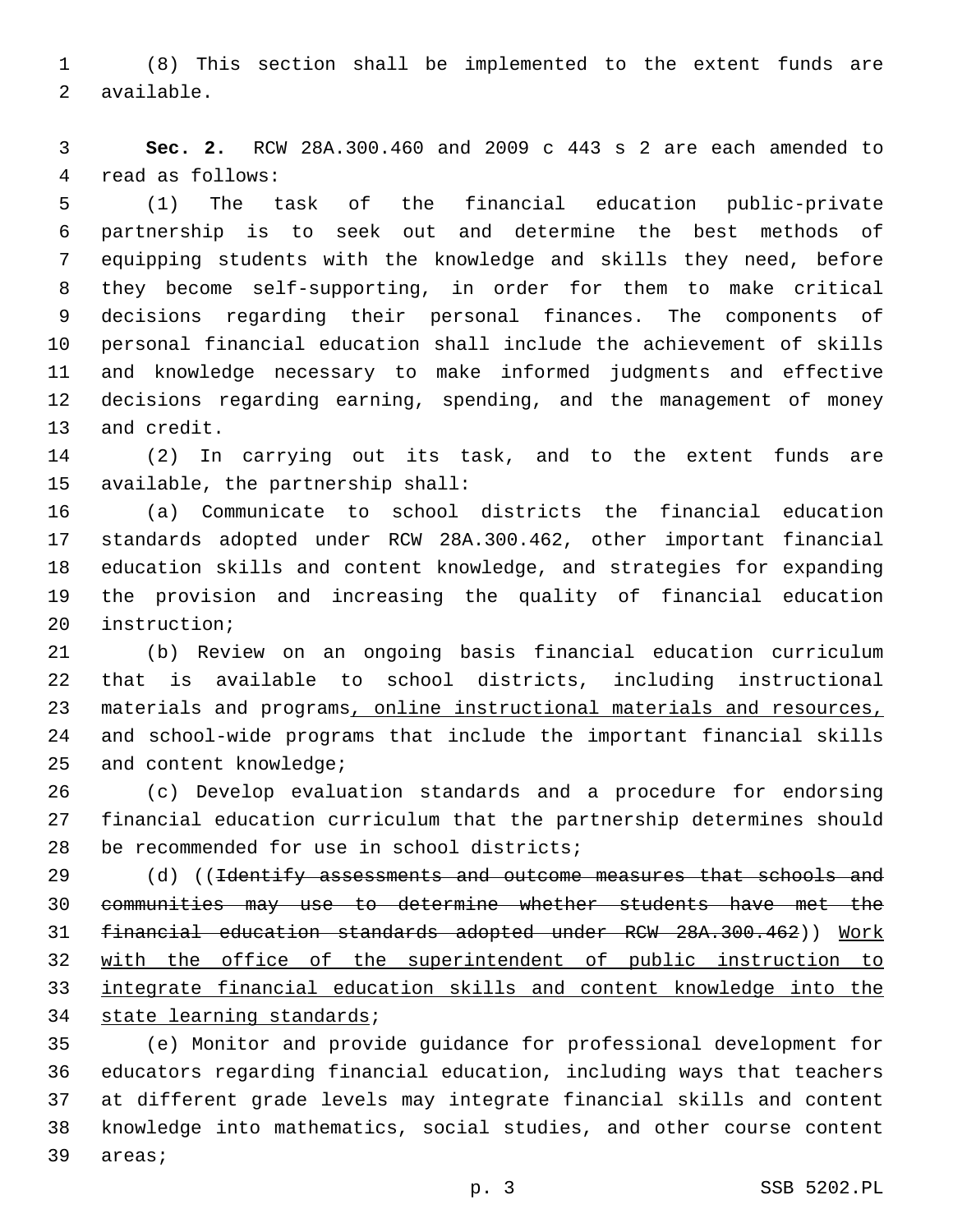(8) This section shall be implemented to the extent funds are available.

**Sec. 2.** RCW 28A.300.460 and 2009 c 443 s 2 are each amended to read as follows:

(1) The task of the financial education public-private partnership is to seek out and determine the best methods of equipping students with the knowledge and skills they need, before they become self-supporting, in order for them to make critical decisions regarding their personal finances. The components of personal financial education shall include the achievement of skills and knowledge necessary to make informed judgments and effective decisions regarding earning, spending, and the management of money and credit.

(2) In carrying out its task, and to the extent funds are available, the partnership shall:

(a) Communicate to school districts the financial education standards adopted under RCW 28A.300.462, other important financial education skills and content knowledge, and strategies for expanding the provision and increasing the quality of financial education instruction;

(b) Review on an ongoing basis financial education curriculum that is available to school districts, including instructional materials and programs<u>, online instructional materials and resources,</u> and school-wide programs that include the important financial skills and content knowledge;

(c) Develop evaluation standards and a procedure for endorsing financial education curriculum that the partnership determines should be recommended for use in school districts;

(d) ((~~Identify assessments and outcome measures that schools and communities may use to determine whether students have met the financial education standards adopted under RCW 28A.300.462~~)) <u>Work with the office of the superintendent of public instruction to integrate financial education skills and content knowledge into the state learning standards</u>;

(e) Monitor and provide guidance for professional development for educators regarding financial education, including ways that teachers at different grade levels may integrate financial skills and content knowledge into mathematics, social studies, and other course content areas;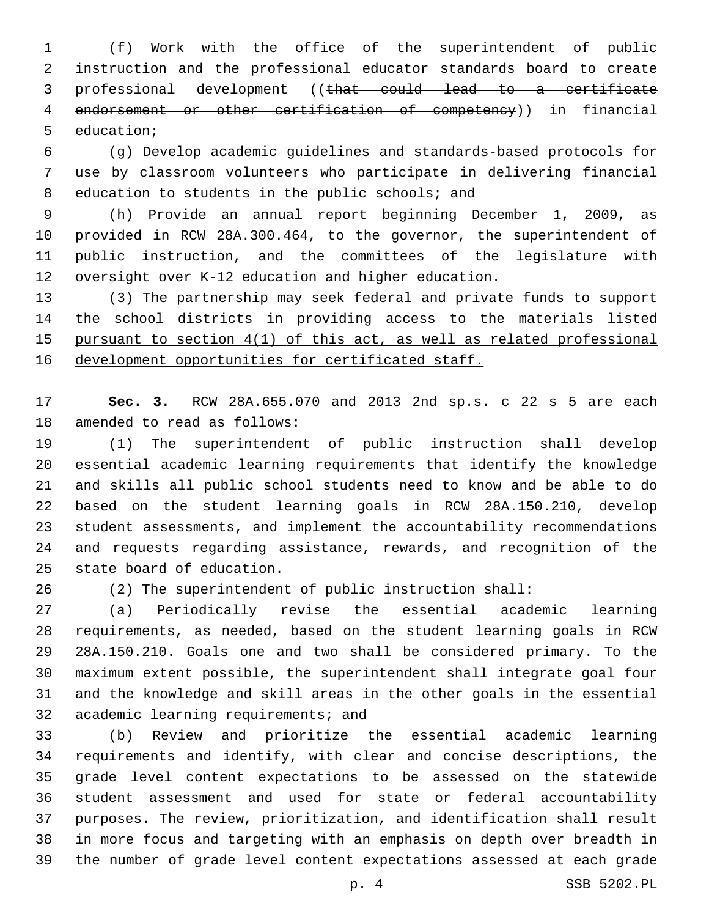(f) Work with the office of the superintendent of public instruction and the professional educator standards board to create professional development ((~~that could lead to a certificate endorsement or other certification of competency~~)) in financial education;

(g) Develop academic guidelines and standards-based protocols for use by classroom volunteers who participate in delivering financial education to students in the public schools; and

(h) Provide an annual report beginning December 1, 2009, as provided in RCW 28A.300.464, to the governor, the superintendent of public instruction, and the committees of the legislature with oversight over K-12 education and higher education.

<u>(3) The partnership may seek federal and private funds to support the school districts in providing access to the materials listed pursuant to section 4(1) of this act, as well as related professional development opportunities for certificated staff.</u>

**Sec. 3.** RCW 28A.655.070 and 2013 2nd sp.s. c 22 s 5 are each amended to read as follows:

(1) The superintendent of public instruction shall develop essential academic learning requirements that identify the knowledge and skills all public school students need to know and be able to do based on the student learning goals in RCW 28A.150.210, develop student assessments, and implement the accountability recommendations and requests regarding assistance, rewards, and recognition of the state board of education.

(2) The superintendent of public instruction shall:

(a) Periodically revise the essential academic learning requirements, as needed, based on the student learning goals in RCW 28A.150.210. Goals one and two shall be considered primary. To the maximum extent possible, the superintendent shall integrate goal four and the knowledge and skill areas in the other goals in the essential academic learning requirements; and

(b) Review and prioritize the essential academic learning requirements and identify, with clear and concise descriptions, the grade level content expectations to be assessed on the statewide student assessment and used for state or federal accountability purposes. The review, prioritization, and identification shall result in more focus and targeting with an emphasis on depth over breadth in the number of grade level content expectations assessed at each grade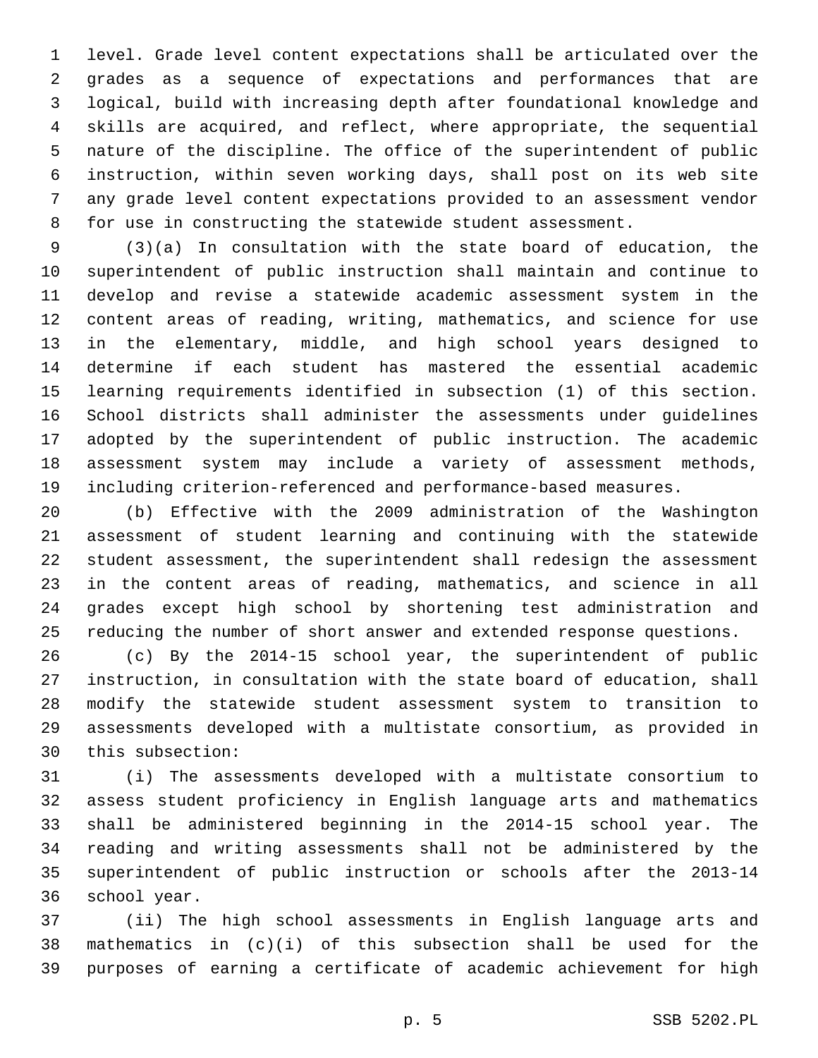level. Grade level content expectations shall be articulated over the grades as a sequence of expectations and performances that are logical, build with increasing depth after foundational knowledge and skills are acquired, and reflect, where appropriate, the sequential nature of the discipline. The office of the superintendent of public instruction, within seven working days, shall post on its web site any grade level content expectations provided to an assessment vendor for use in constructing the statewide student assessment.

(3)(a) In consultation with the state board of education, the superintendent of public instruction shall maintain and continue to develop and revise a statewide academic assessment system in the content areas of reading, writing, mathematics, and science for use in the elementary, middle, and high school years designed to determine if each student has mastered the essential academic learning requirements identified in subsection (1) of this section. School districts shall administer the assessments under guidelines adopted by the superintendent of public instruction. The academic assessment system may include a variety of assessment methods, including criterion-referenced and performance-based measures.

(b) Effective with the 2009 administration of the Washington assessment of student learning and continuing with the statewide student assessment, the superintendent shall redesign the assessment in the content areas of reading, mathematics, and science in all grades except high school by shortening test administration and reducing the number of short answer and extended response questions.

(c) By the 2014-15 school year, the superintendent of public instruction, in consultation with the state board of education, shall modify the statewide student assessment system to transition to assessments developed with a multistate consortium, as provided in this subsection:

(i) The assessments developed with a multistate consortium to assess student proficiency in English language arts and mathematics shall be administered beginning in the 2014-15 school year. The reading and writing assessments shall not be administered by the superintendent of public instruction or schools after the 2013-14 school year.

(ii) The high school assessments in English language arts and mathematics in (c)(i) of this subsection shall be used for the purposes of earning a certificate of academic achievement for high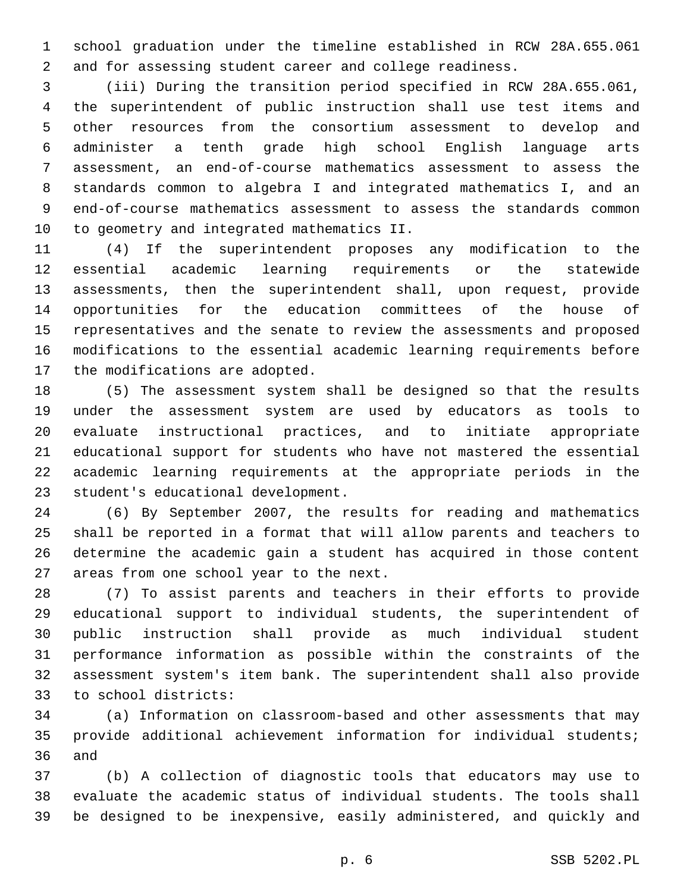school graduation under the timeline established in RCW 28A.655.061 and for assessing student career and college readiness.

(iii) During the transition period specified in RCW 28A.655.061, the superintendent of public instruction shall use test items and other resources from the consortium assessment to develop and administer a tenth grade high school English language arts assessment, an end-of-course mathematics assessment to assess the standards common to algebra I and integrated mathematics I, and an end-of-course mathematics assessment to assess the standards common to geometry and integrated mathematics II.

(4) If the superintendent proposes any modification to the essential academic learning requirements or the statewide assessments, then the superintendent shall, upon request, provide opportunities for the education committees of the house of representatives and the senate to review the assessments and proposed modifications to the essential academic learning requirements before the modifications are adopted.

(5) The assessment system shall be designed so that the results under the assessment system are used by educators as tools to evaluate instructional practices, and to initiate appropriate educational support for students who have not mastered the essential academic learning requirements at the appropriate periods in the student's educational development.

(6) By September 2007, the results for reading and mathematics shall be reported in a format that will allow parents and teachers to determine the academic gain a student has acquired in those content areas from one school year to the next.

(7) To assist parents and teachers in their efforts to provide educational support to individual students, the superintendent of public instruction shall provide as much individual student performance information as possible within the constraints of the assessment system's item bank. The superintendent shall also provide to school districts:

(a) Information on classroom-based and other assessments that may provide additional achievement information for individual students; and

(b) A collection of diagnostic tools that educators may use to evaluate the academic status of individual students. The tools shall be designed to be inexpensive, easily administered, and quickly and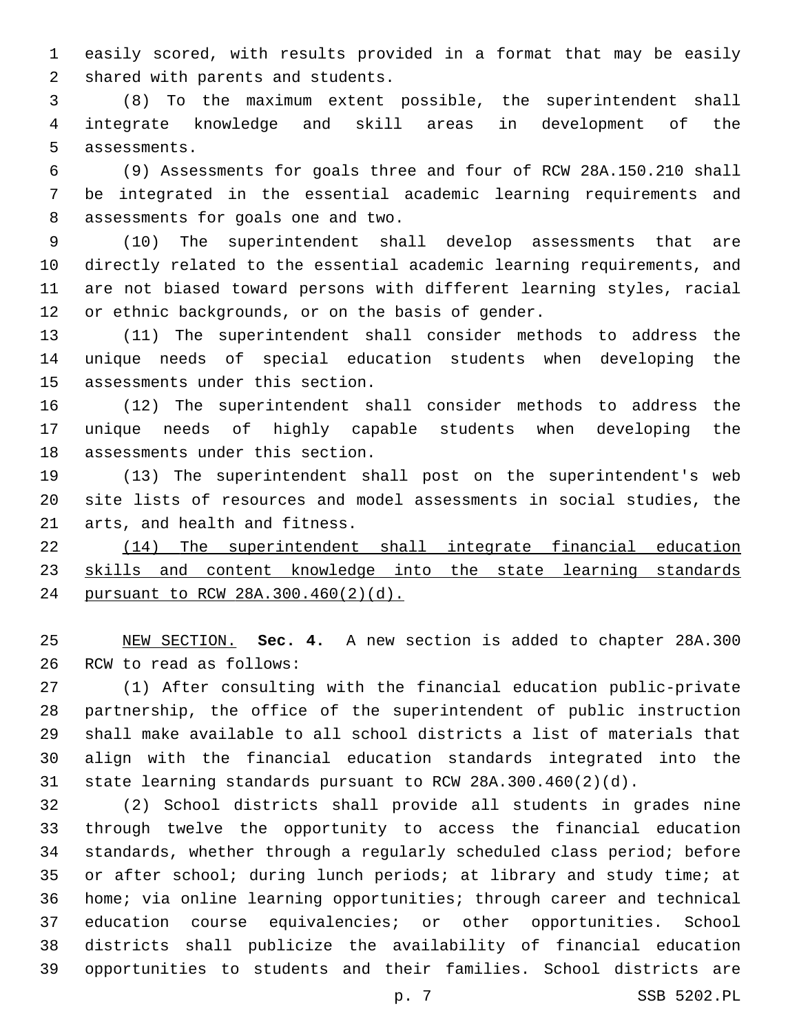easily scored, with results provided in a format that may be easily shared with parents and students.

(8) To the maximum extent possible, the superintendent shall integrate knowledge and skill areas in development of the assessments.

(9) Assessments for goals three and four of RCW 28A.150.210 shall be integrated in the essential academic learning requirements and assessments for goals one and two.

(10) The superintendent shall develop assessments that are directly related to the essential academic learning requirements, and are not biased toward persons with different learning styles, racial or ethnic backgrounds, or on the basis of gender.

(11) The superintendent shall consider methods to address the unique needs of special education students when developing the assessments under this section.

(12) The superintendent shall consider methods to address the unique needs of highly capable students when developing the assessments under this section.

(13) The superintendent shall post on the superintendent's web site lists of resources and model assessments in social studies, the arts, and health and fitness.

<u>(14) The superintendent shall integrate financial education skills and content knowledge into the state learning standards pursuant to RCW 28A.300.460(2)(d).</u>

<u>NEW SECTION.</u> **Sec. 4.** A new section is added to chapter 28A.300 RCW to read as follows:

(1) After consulting with the financial education public-private partnership, the office of the superintendent of public instruction shall make available to all school districts a list of materials that align with the financial education standards integrated into the state learning standards pursuant to RCW 28A.300.460(2)(d).

(2) School districts shall provide all students in grades nine through twelve the opportunity to access the financial education standards, whether through a regularly scheduled class period; before or after school; during lunch periods; at library and study time; at home; via online learning opportunities; through career and technical education course equivalencies; or other opportunities. School districts shall publicize the availability of financial education opportunities to students and their families. School districts are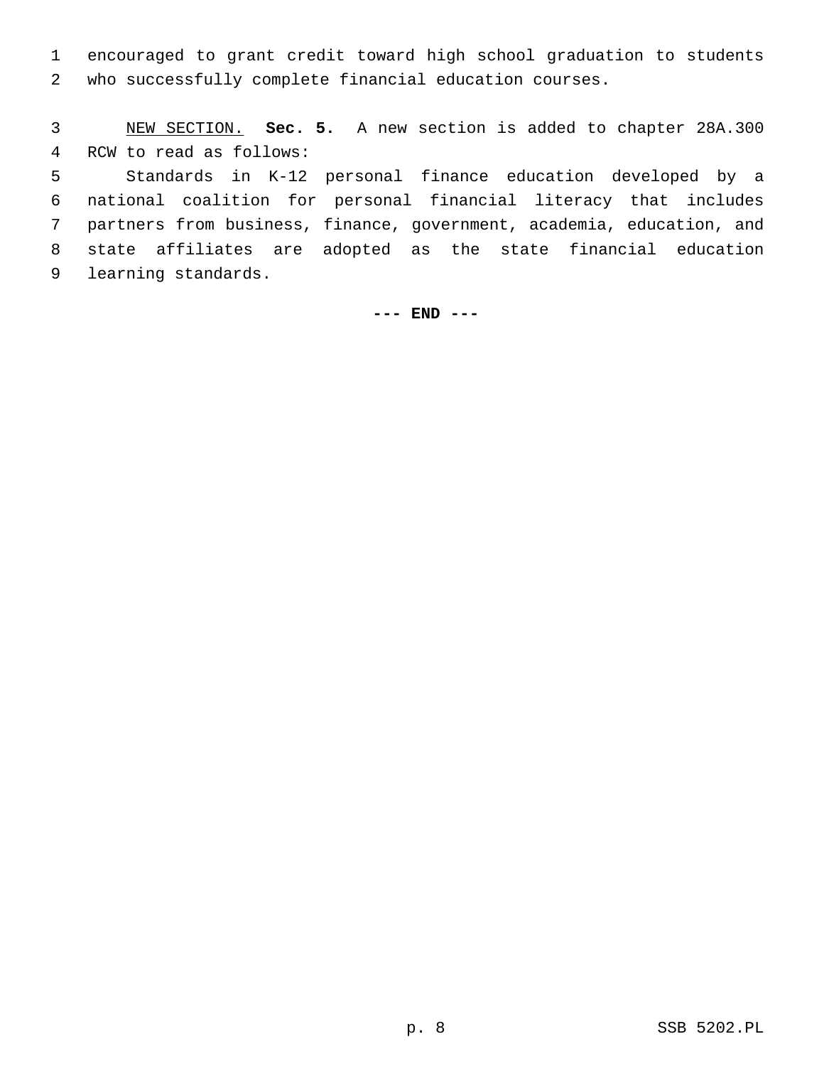encouraged to grant credit toward high school graduation to students who successfully complete financial education courses.

NEW SECTION. **Sec. 5.** A new section is added to chapter 28A.300 RCW to read as follows:

Standards in K-12 personal finance education developed by a national coalition for personal financial literacy that includes partners from business, finance, government, academia, education, and state affiliates are adopted as the state financial education learning standards.

**--- END ---**